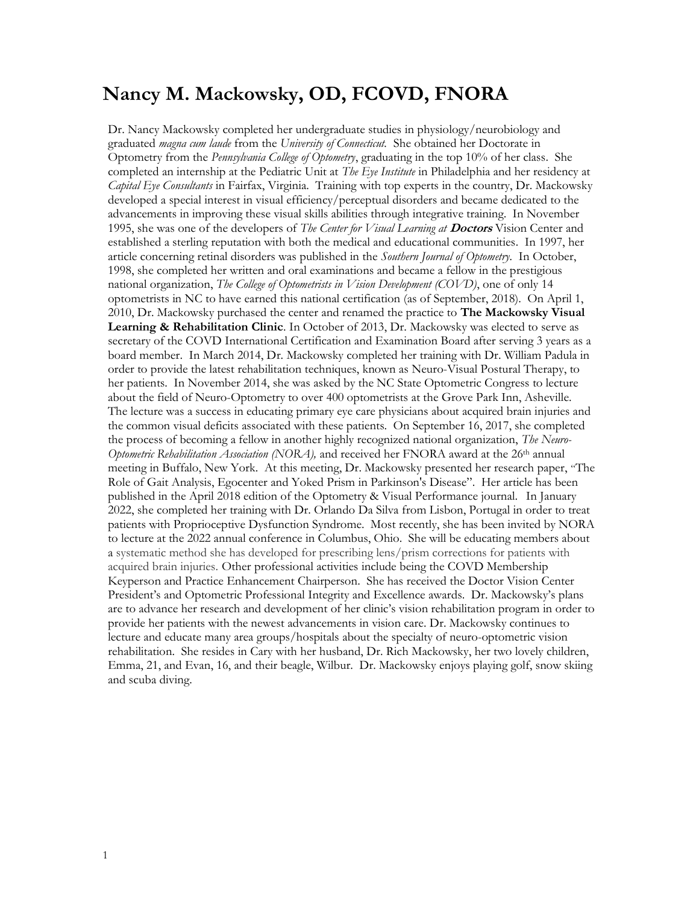# Nancy M. Mackowsky, OD, FCOVD, FNORA

Dr. Nancy Mackowsky completed her undergraduate studies in physiology/neurobiology and graduated *magna cum laude* from the *University of Connecticut*. She obtained her Doctorate in Optometry from the *Pennsylvania College of Optometry*, graduating in the top 10% of her class. She completed an internship at the Pediatric Unit at *The Eye Institute* in Philadelphia and her residency at *Capital Eye Consultants* in Fairfax, Virginia. Training with top experts in the country, Dr. Mackowsky developed a special interest in visual efficiency/perceptual disorders and became dedicated to the advancements in improving these visual skills abilities through integrative training. In November 1995, she was one of the developers of *The Center for Visual Learning at* ***Doctors*** Vision Center and established a sterling reputation with both the medical and educational communities. In 1997, her article concerning retinal disorders was published in the *Southern Journal of Optometry*. In October, 1998, she completed her written and oral examinations and became a fellow in the prestigious national organization, *The College of Optometrists in Vision Development (COVD)*, one of only 14 optometrists in NC to have earned this national certification (as of September, 2018). On April 1, 2010, Dr. Mackowsky purchased the center and renamed the practice to **The Mackowsky Visual Learning & Rehabilitation Clinic**. In October of 2013, Dr. Mackowsky was elected to serve as secretary of the COVD International Certification and Examination Board after serving 3 years as a board member. In March 2014, Dr. Mackowsky completed her training with Dr. William Padula in order to provide the latest rehabilitation techniques, known as Neuro-Visual Postural Therapy, to her patients. In November 2014, she was asked by the NC State Optometric Congress to lecture about the field of Neuro-Optometry to over 400 optometrists at the Grove Park Inn, Asheville. The lecture was a success in educating primary eye care physicians about acquired brain injuries and the common visual deficits associated with these patients. On September 16, 2017, she completed the process of becoming a fellow in another highly recognized national organization, *The Neuro-Optometric Rehabilitation Association (NORA),* and received her FNORA award at the 26th annual meeting in Buffalo, New York. At this meeting, Dr. Mackowsky presented her research paper, "The Role of Gait Analysis, Egocenter and Yoked Prism in Parkinson's Disease". Her article has been published in the April 2018 edition of the Optometry & Visual Performance journal. In January 2022, she completed her training with Dr. Orlando Da Silva from Lisbon, Portugal in order to treat patients with Proprioceptive Dysfunction Syndrome. Most recently, she has been invited by NORA to lecture at the 2022 annual conference in Columbus, Ohio. She will be educating members about a systematic method she has developed for prescribing lens/prism corrections for patients with acquired brain injuries. Other professional activities include being the COVD Membership Keyperson and Practice Enhancement Chairperson. She has received the Doctor Vision Center President's and Optometric Professional Integrity and Excellence awards. Dr. Mackowsky's plans are to advance her research and development of her clinic's vision rehabilitation program in order to provide her patients with the newest advancements in vision care. Dr. Mackowsky continues to lecture and educate many area groups/hospitals about the specialty of neuro-optometric vision rehabilitation. She resides in Cary with her husband, Dr. Rich Mackowsky, her two lovely children, Emma, 21, and Evan, 16, and their beagle, Wilbur. Dr. Mackowsky enjoys playing golf, snow skiing and scuba diving.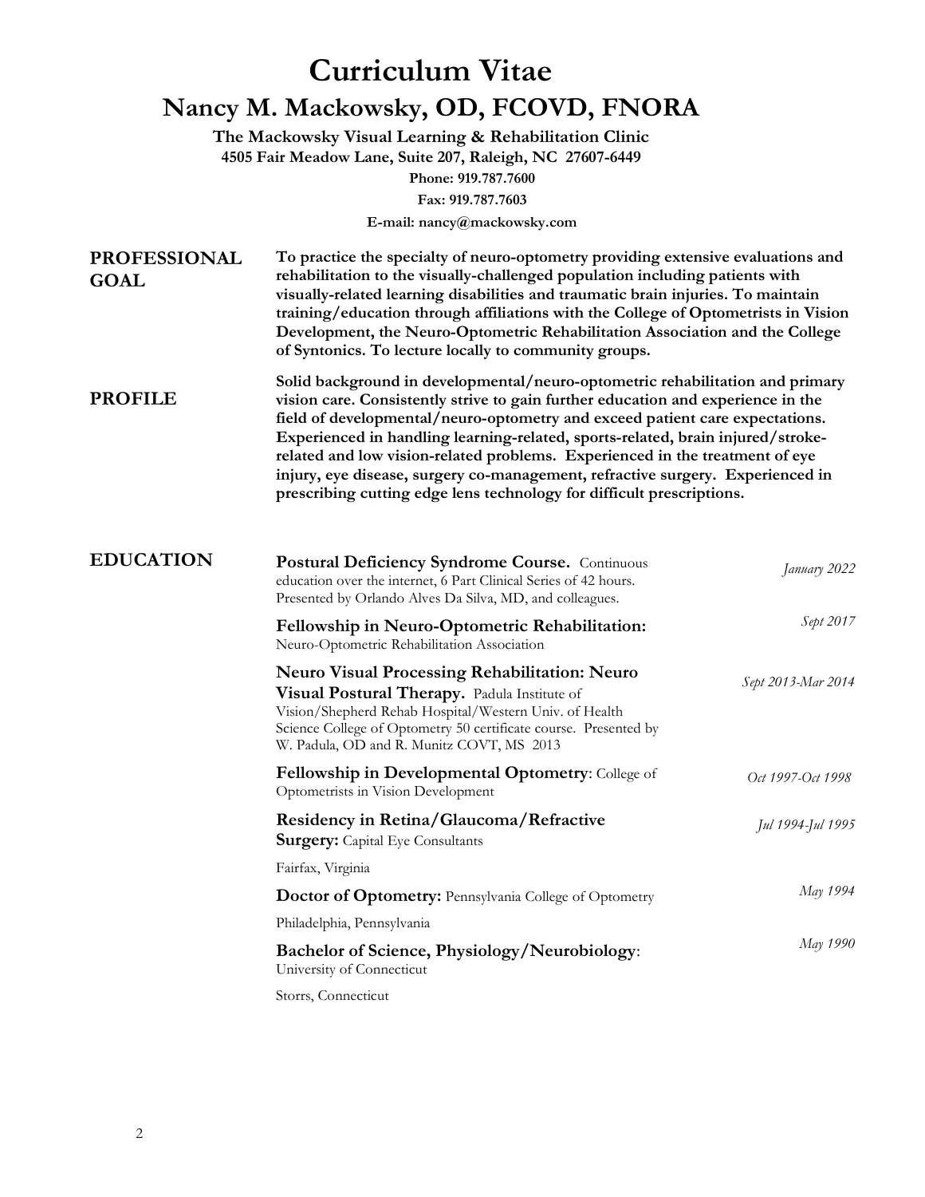# Curriculum Vitae

## Nancy M. Mackowsky, OD, FCOVD, FNORA

**The Mackowsky Visual Learning & Rehabilitation Clinic**
**4505 Fair Meadow Lane, Suite 207, Raleigh, NC 27607-6449**
**Phone: 919.787.7600**
**Fax: 919.787.7603**
**E-mail: nancy@mackowsky.com**

### PROFESSIONAL GOAL

**To practice the specialty of neuro-optometry providing extensive evaluations and rehabilitation to the visually-challenged population including patients with visually-related learning disabilities and traumatic brain injuries. To maintain training/education through affiliations with the College of Optometrists in Vision Development, the Neuro-Optometric Rehabilitation Association and the College of Syntonics. To lecture locally to community groups.**

### PROFILE

**Solid background in developmental/neuro-optometric rehabilitation and primary vision care. Consistently strive to gain further education and experience in the field of developmental/neuro-optometry and exceed patient care expectations. Experienced in handling learning-related, sports-related, brain injured/stroke-related and low vision-related problems. Experienced in the treatment of eye injury, eye disease, surgery co-management, refractive surgery. Experienced in prescribing cutting edge lens technology for difficult prescriptions.**

### EDUCATION

**Postural Deficiency Syndrome Course.** Continuous education over the internet, 6 Part Clinical Series of 42 hours. Presented by Orlando Alves Da Silva, MD, and colleagues. — *January 2022*

**Fellowship in Neuro-Optometric Rehabilitation:** Neuro-Optometric Rehabilitation Association — *Sept 2017*

**Neuro Visual Processing Rehabilitation: Neuro Visual Postural Therapy.** Padula Institute of Vision/Shepherd Rehab Hospital/Western Univ. of Health Science College of Optometry 50 certificate course. Presented by W. Padula, OD and R. Munitz COVT, MS 2013 — *Sept 2013-Mar 2014*

**Fellowship in Developmental Optometry**: College of Optometrists in Vision Development — *Oct 1997-Oct 1998*

**Residency in Retina/Glaucoma/Refractive Surgery:** Capital Eye Consultants — *Jul 1994-Jul 1995*
Fairfax, Virginia

**Doctor of Optometry:** Pennsylvania College of Optometry — *May 1994*
Philadelphia, Pennsylvania

**Bachelor of Science, Physiology/Neurobiology**: University of Connecticut — *May 1990*
Storrs, Connecticut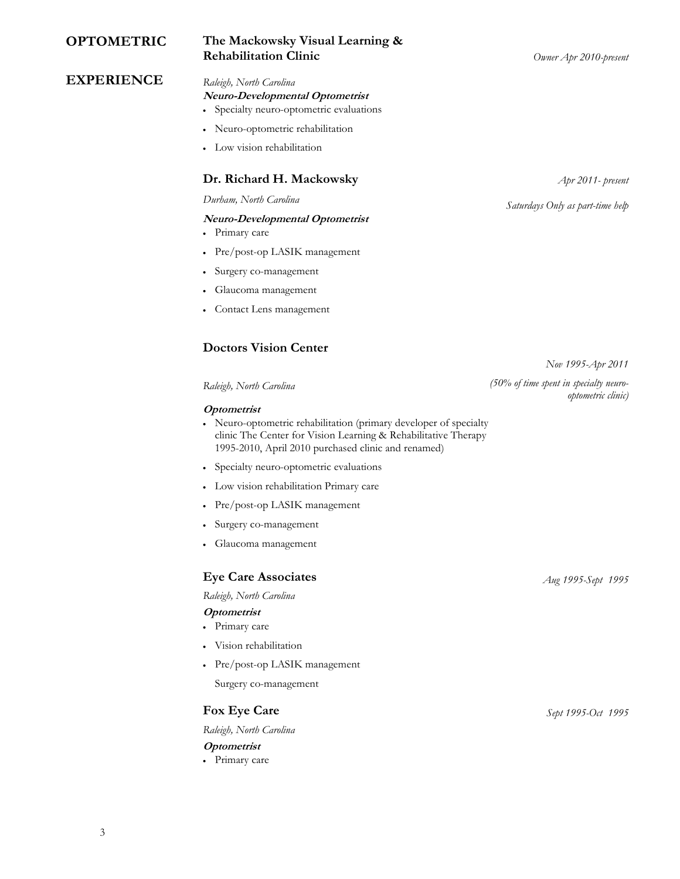## OPTOMETRIC EXPERIENCE

### The Mackowsky Visual Learning & Rehabilitation Clinic

*Owner Apr 2010-present*

*Raleigh, North Carolina*

***Neuro-Developmental Optometrist***

- Specialty neuro-optometric evaluations
- Neuro-optometric rehabilitation
- Low vision rehabilitation

### Dr. Richard H. Mackowsky

*Apr 2011- present*

*Durham, North Carolina*

*Saturdays Only as part-time help*

***Neuro-Developmental Optometrist***

- Primary care
- Pre/post-op LASIK management
- Surgery co-management
- Glaucoma management
- Contact Lens management

### Doctors Vision Center

*Nov 1995-Apr 2011*

*Raleigh, North Carolina*

*(50% of time spent in specialty neuro-optometric clinic)*

***Optometrist***

- Neuro-optometric rehabilitation (primary developer of specialty clinic The Center for Vision Learning & Rehabilitative Therapy 1995-2010, April 2010 purchased clinic and renamed)
- Specialty neuro-optometric evaluations
- Low vision rehabilitation Primary care
- Pre/post-op LASIK management
- Surgery co-management
- Glaucoma management

### Eye Care Associates

*Aug 1995-Sept 1995*

*Raleigh, North Carolina*

***Optometrist***

- Primary care
- Vision rehabilitation
- Pre/post-op LASIK management

  Surgery co-management

### Fox Eye Care

*Sept 1995-Oct 1995*

*Raleigh, North Carolina*

***Optometrist***

- Primary care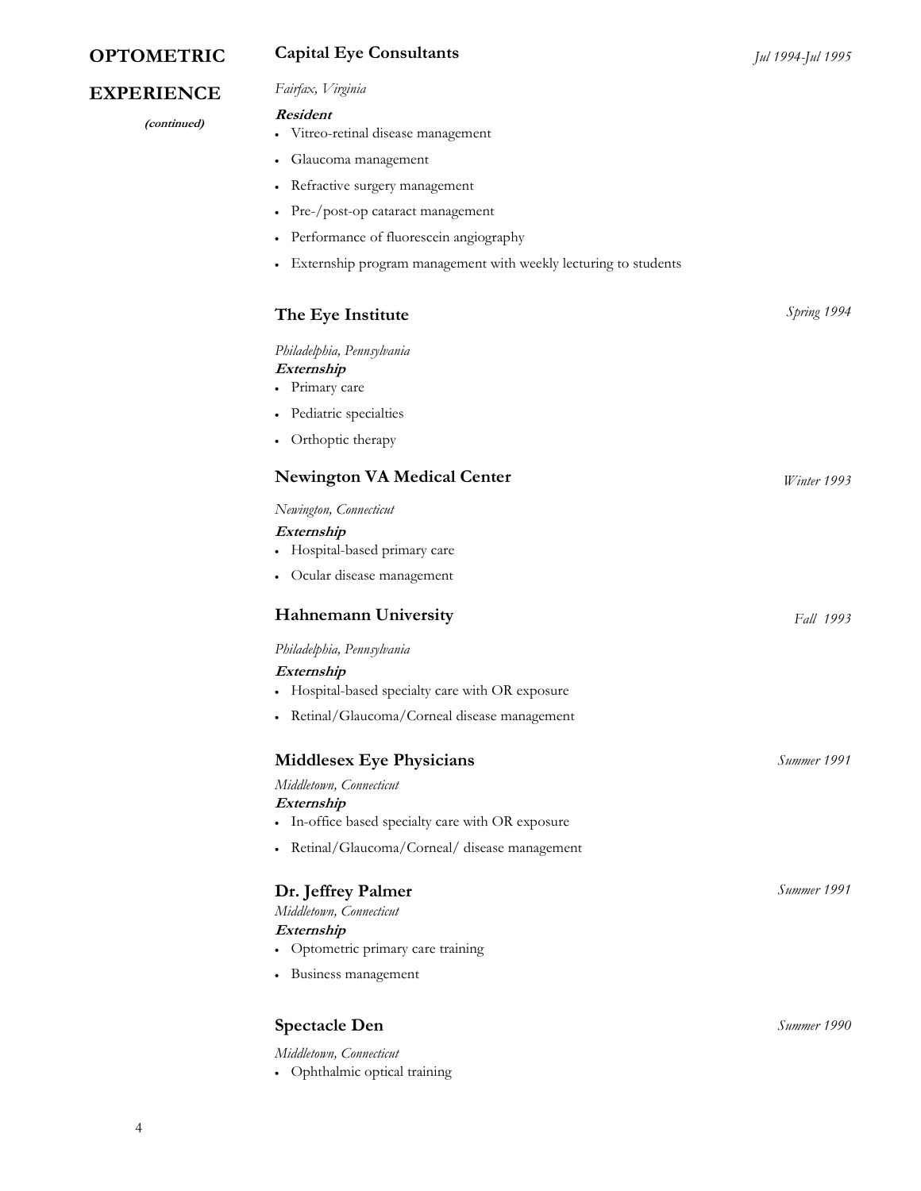## OPTOMETRIC EXPERIENCE

***(continued)***

### Capital Eye Consultants

*Jul 1994-Jul 1995*

*Fairfax, Virginia*

***Resident***

- Vitreo-retinal disease management
- Glaucoma management
- Refractive surgery management
- Pre-/post-op cataract management
- Performance of fluorescein angiography
- Externship program management with weekly lecturing to students

### The Eye Institute

*Spring 1994*

*Philadelphia, Pennsylvania*

***Externship***

- Primary care
- Pediatric specialties
- Orthoptic therapy

### Newington VA Medical Center

*Winter 1993*

*Newington, Connecticut*

***Externship***

- Hospital-based primary care
- Ocular disease management

### Hahnemann University

*Fall 1993*

*Philadelphia, Pennsylvania*

***Externship***

- Hospital-based specialty care with OR exposure
- Retinal/Glaucoma/Corneal disease management

### Middlesex Eye Physicians

*Summer 1991*

*Middletown, Connecticut*

***Externship***

- In-office based specialty care with OR exposure
- Retinal/Glaucoma/Corneal/ disease management

### Dr. Jeffrey Palmer

*Summer 1991*

*Middletown, Connecticut*

***Externship***

- Optometric primary care training
- Business management

### Spectacle Den

*Summer 1990*

*Middletown, Connecticut*

- Ophthalmic optical training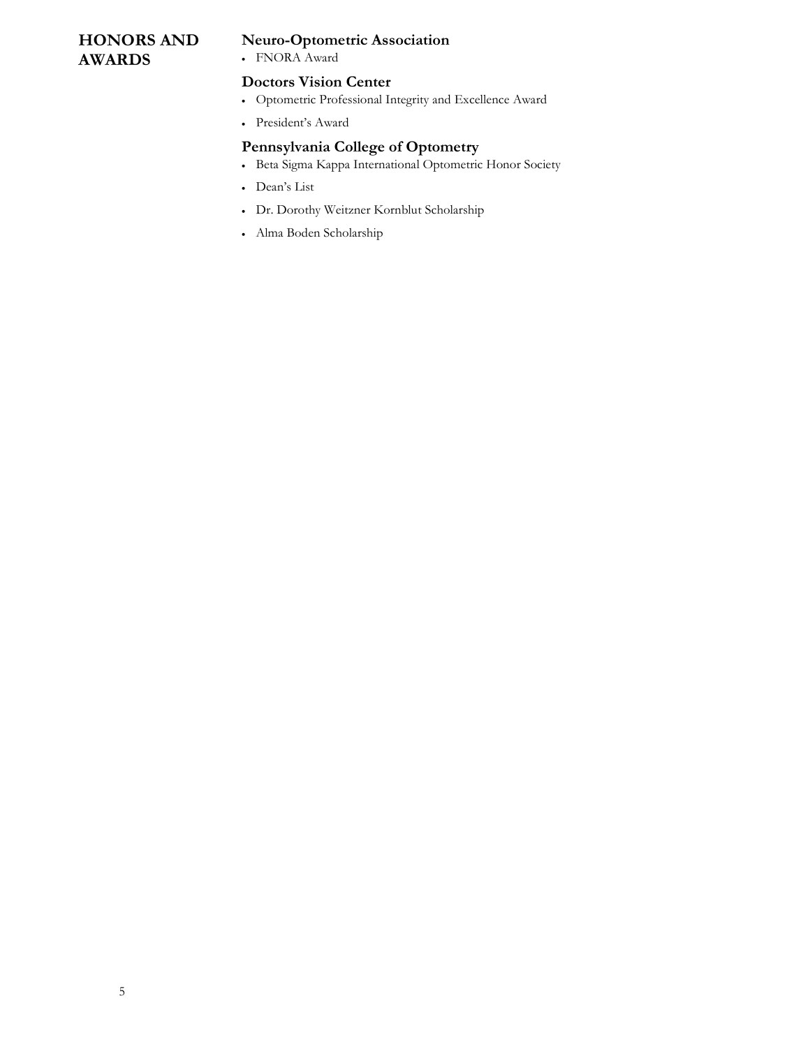## HONORS AND AWARDS

### Neuro-Optometric Association

- FNORA Award

### Doctors Vision Center

- Optometric Professional Integrity and Excellence Award
- President's Award

### Pennsylvania College of Optometry

- Beta Sigma Kappa International Optometric Honor Society
- Dean's List
- Dr. Dorothy Weitzner Kornblut Scholarship
- Alma Boden Scholarship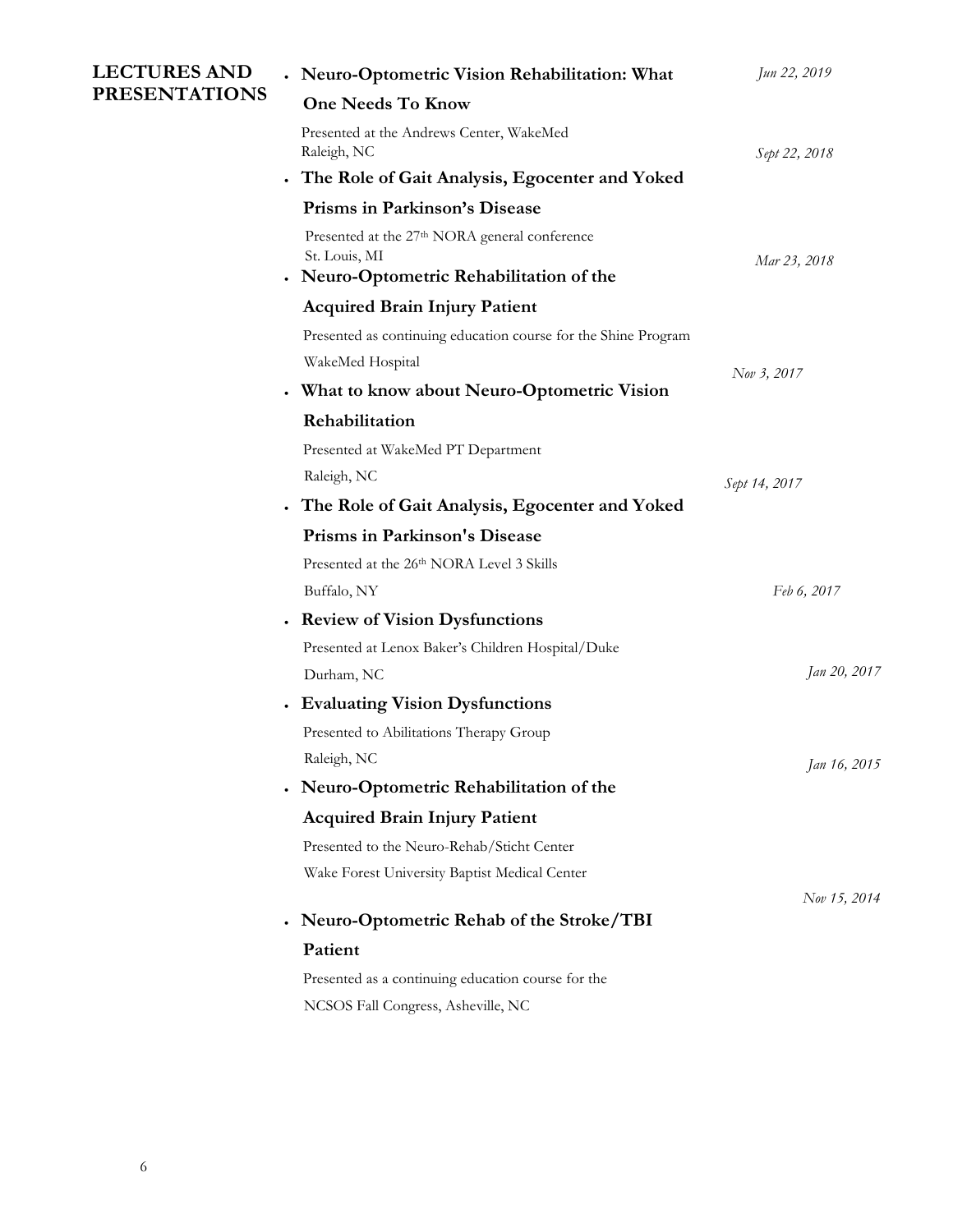## LECTURES AND PRESENTATIONS

- **Neuro-Optometric Vision Rehabilitation: What One Needs To Know** — *Jun 22, 2019*
  Presented at the Andrews Center, WakeMed
  Raleigh, NC
- **The Role of Gait Analysis, Egocenter and Yoked Prisms in Parkinson's Disease** — *Sept 22, 2018*
  Presented at the 27th NORA general conference
  St. Louis, MI
- **Neuro-Optometric Rehabilitation of the Acquired Brain Injury Patient** — *Mar 23, 2018*
  Presented as continuing education course for the Shine Program
  WakeMed Hospital
- **What to know about Neuro-Optometric Vision Rehabilitation** — *Nov 3, 2017*
  Presented at WakeMed PT Department
  Raleigh, NC
- **The Role of Gait Analysis, Egocenter and Yoked Prisms in Parkinson's Disease** — *Sept 14, 2017*
  Presented at the 26th NORA Level 3 Skills
  Buffalo, NY
- **Review of Vision Dysfunctions** — *Feb 6, 2017*
  Presented at Lenox Baker's Children Hospital/Duke
  Durham, NC
- **Evaluating Vision Dysfunctions** — *Jan 20, 2017*
  Presented to Abilitations Therapy Group
  Raleigh, NC
- **Neuro-Optometric Rehabilitation of the Acquired Brain Injury Patient** — *Jan 16, 2015*
  Presented to the Neuro-Rehab/Sticht Center
  Wake Forest University Baptist Medical Center
- **Neuro-Optometric Rehab of the Stroke/TBI Patient** — *Nov 15, 2014*
  Presented as a continuing education course for the
  NCSOS Fall Congress, Asheville, NC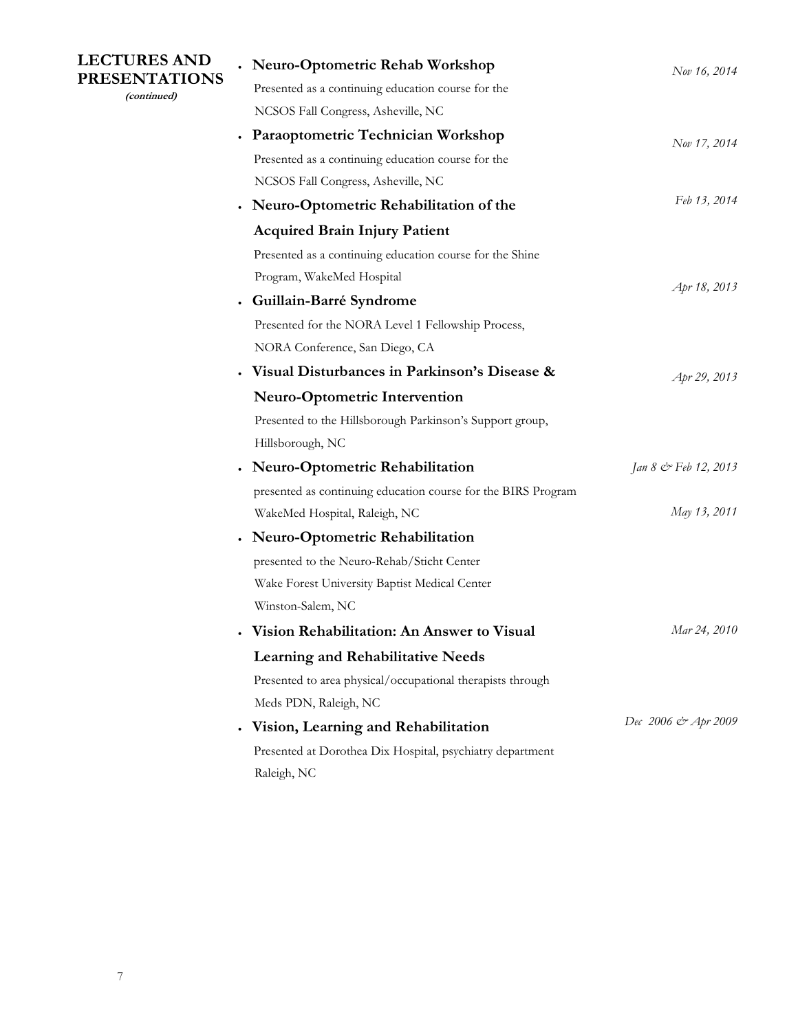## LECTURES AND PRESENTATIONS *(continued)*

- **Neuro-Optometric Rehab Workshop** — *Nov 16, 2014*
  Presented as a continuing education course for the
  NCSOS Fall Congress, Asheville, NC
- **Paraoptometric Technician Workshop** — *Nov 17, 2014*
  Presented as a continuing education course for the
  NCSOS Fall Congress, Asheville, NC
- **Neuro-Optometric Rehabilitation of the Acquired Brain Injury Patient** — *Feb 13, 2014*
  Presented as a continuing education course for the Shine
  Program, WakeMed Hospital
- **Guillain-Barré Syndrome** — *Apr 18, 2013*
  Presented for the NORA Level 1 Fellowship Process,
  NORA Conference, San Diego, CA
- **Visual Disturbances in Parkinson's Disease & Neuro-Optometric Intervention** — *Apr 29, 2013*
  Presented to the Hillsborough Parkinson's Support group,
  Hillsborough, NC
- **Neuro-Optometric Rehabilitation** — *Jan 8 & Feb 12, 2013*
  presented as continuing education course for the BIRS Program
  WakeMed Hospital, Raleigh, NC
- **Neuro-Optometric Rehabilitation** — *May 13, 2011*
  presented to the Neuro-Rehab/Sticht Center
  Wake Forest University Baptist Medical Center
  Winston-Salem, NC
- **Vision Rehabilitation: An Answer to Visual Learning and Rehabilitative Needs** — *Mar 24, 2010*
  Presented to area physical/occupational therapists through
  Meds PDN, Raleigh, NC
- **Vision, Learning and Rehabilitation** — *Dec 2006 & Apr 2009*
  Presented at Dorothea Dix Hospital, psychiatry department
  Raleigh, NC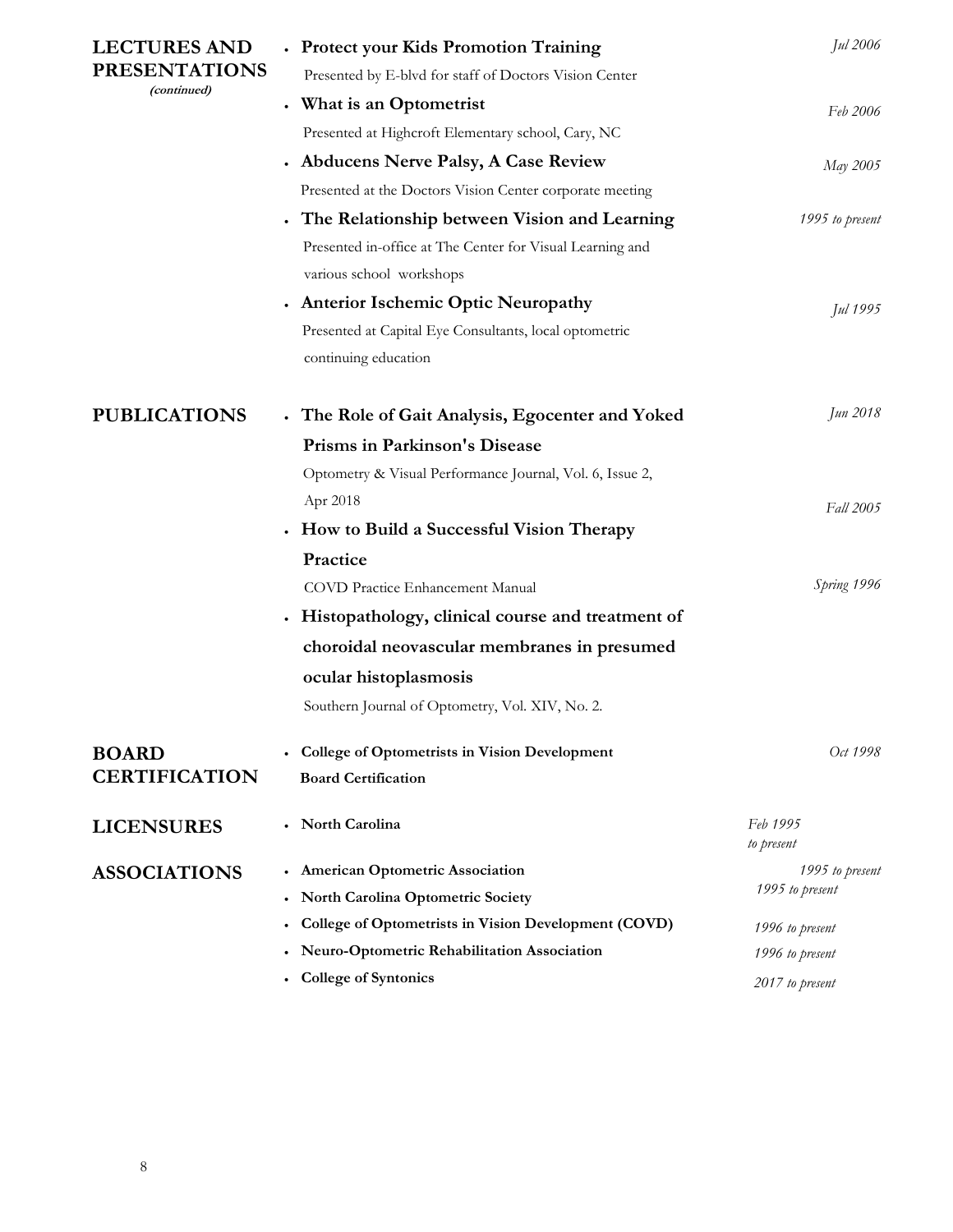## LECTURES AND PRESENTATIONS *(continued)*

- **Protect your Kids Promotion Training** — *Jul 2006*
  Presented by E-blvd for staff of Doctors Vision Center
- **What is an Optometrist** — *Feb 2006*
  Presented at Highcroft Elementary school, Cary, NC
- **Abducens Nerve Palsy, A Case Review** — *May 2005*
  Presented at the Doctors Vision Center corporate meeting
- **The Relationship between Vision and Learning** — *1995 to present*
  Presented in-office at The Center for Visual Learning and various school workshops
- **Anterior Ischemic Optic Neuropathy** — *Jul 1995*
  Presented at Capital Eye Consultants, local optometric continuing education

## PUBLICATIONS

- **The Role of Gait Analysis, Egocenter and Yoked Prisms in Parkinson's Disease** — *Jun 2018*
  Optometry & Visual Performance Journal, Vol. 6, Issue 2, Apr 2018
- **How to Build a Successful Vision Therapy Practice** — *Fall 2005*
  COVD Practice Enhancement Manual
- **Histopathology, clinical course and treatment of choroidal neovascular membranes in presumed ocular histoplasmosis** — *Spring 1996*
  Southern Journal of Optometry, Vol. XIV, No. 2.

## BOARD CERTIFICATION

- **College of Optometrists in Vision Development Board Certification** — *Oct 1998*

## LICENSURES

- **North Carolina** — *Feb 1995 to present*

## ASSOCIATIONS

- **American Optometric Association** — *1995 to present*
- **North Carolina Optometric Society** — *1995 to present*
- **College of Optometrists in Vision Development (COVD)** — *1996 to present*
- **Neuro-Optometric Rehabilitation Association** — *1996 to present*
- **College of Syntonics** — *2017 to present*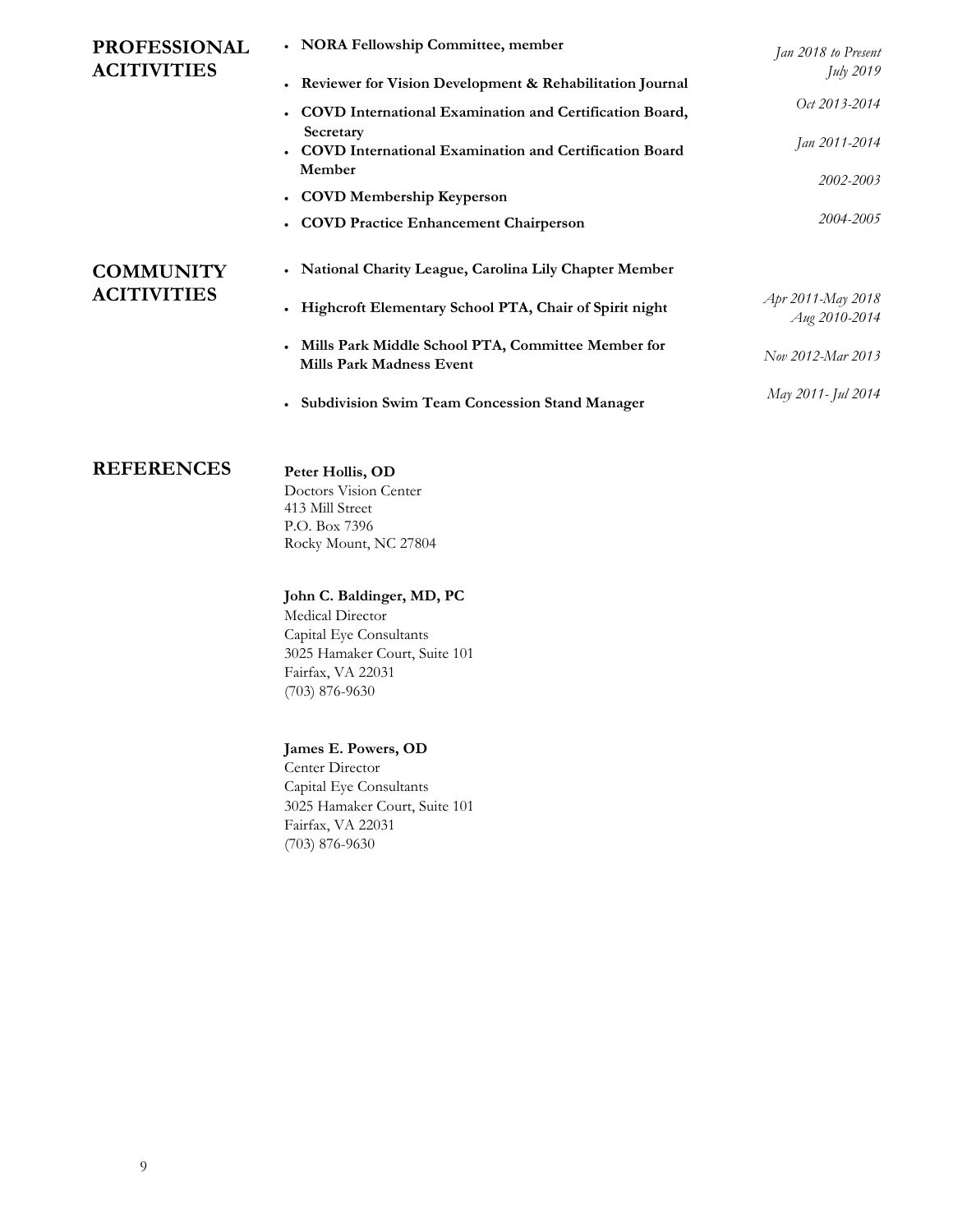## PROFESSIONAL ACITIVITIES

- **NORA Fellowship Committee, member** — *Jan 2018 to Present*
- **Reviewer for Vision Development & Rehabilitation Journal** — *July 2019*
- **COVD International Examination and Certification Board, Secretary** — *Oct 2013-2014*
- **COVD International Examination and Certification Board Member** — *Jan 2011-2014*
- **COVD Membership Keyperson** — *2002-2003*
- **COVD Practice Enhancement Chairperson** — *2004-2005*

## COMMUNITY ACITIVITIES

- **National Charity League, Carolina Lily Chapter Member** — *Apr 2011-May 2018*
- **Highcroft Elementary School PTA, Chair of Spirit night** — *Aug 2010-2014*
- **Mills Park Middle School PTA, Committee Member for Mills Park Madness Event** — *Nov 2012-Mar 2013*
- **Subdivision Swim Team Concession Stand Manager** — *May 2011- Jul 2014*

## REFERENCES

**Peter Hollis, OD**
Doctors Vision Center
413 Mill Street
P.O. Box 7396
Rocky Mount, NC 27804

**John C. Baldinger, MD, PC**
Medical Director
Capital Eye Consultants
3025 Hamaker Court, Suite 101
Fairfax, VA 22031
(703) 876-9630

**James E. Powers, OD**
Center Director
Capital Eye Consultants
3025 Hamaker Court, Suite 101
Fairfax, VA 22031
(703) 876-9630